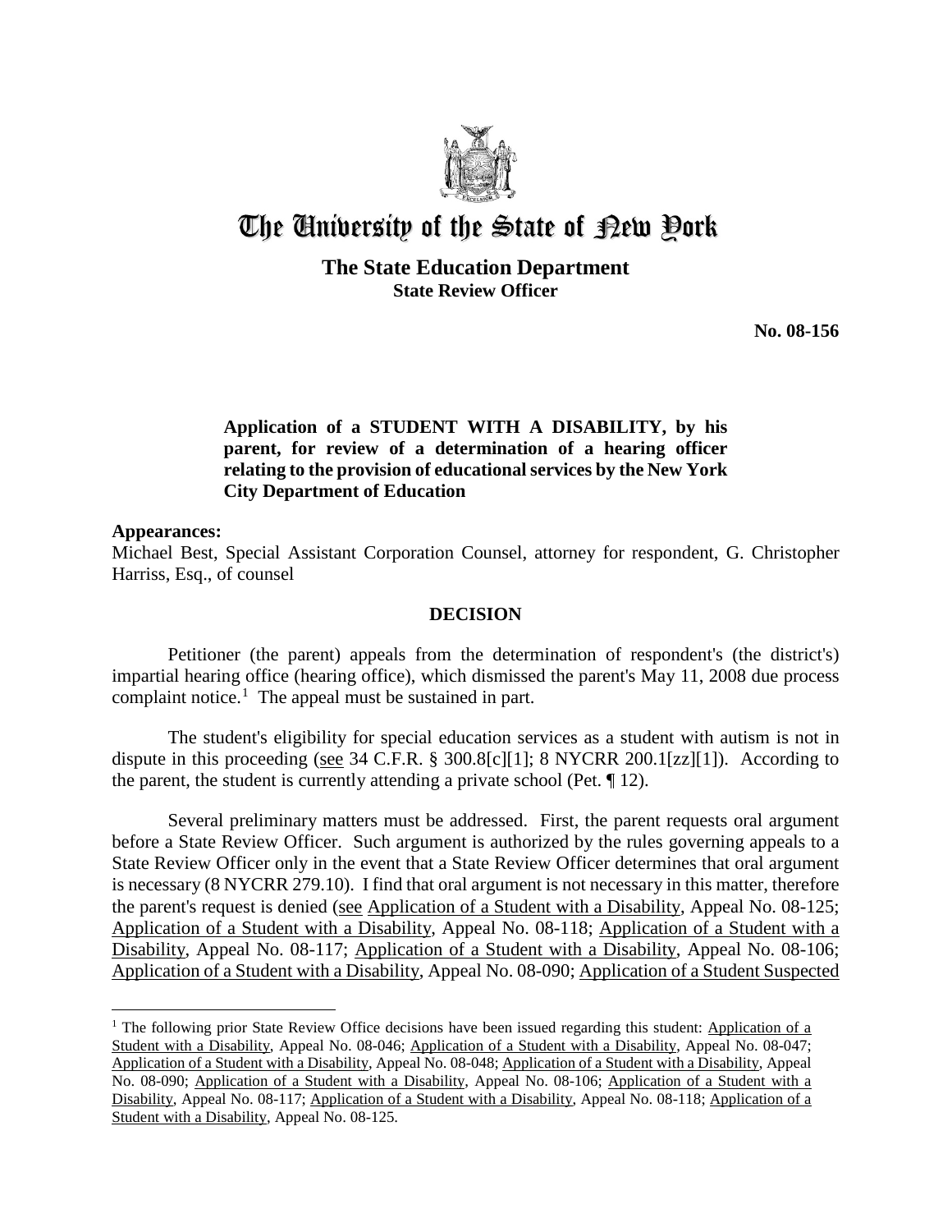# The University of the State of New York

## The State Education Department
### State Review Officer

**No. 08-156**

**Application of a STUDENT WITH A DISABILITY, by his parent, for review of a determination of a hearing officer relating to the provision of educational services by the New York City Department of Education**

**Appearances:**
Michael Best, Special Assistant Corporation Counsel, attorney for respondent, G. Christopher Harriss, Esq., of counsel

**DECISION**

Petitioner (the parent) appeals from the determination of respondent's (the district's) impartial hearing office (hearing office), which dismissed the parent's May 11, 2008 due process complaint notice.[1] The appeal must be sustained in part.

The student's eligibility for special education services as a student with autism is not in dispute in this proceeding (see 34 C.F.R. § 300.8[c][1]; 8 NYCRR 200.1[zz][1]). According to the parent, the student is currently attending a private school (Pet. ¶ 12).

Several preliminary matters must be addressed. First, the parent requests oral argument before a State Review Officer. Such argument is authorized by the rules governing appeals to a State Review Officer only in the event that a State Review Officer determines that oral argument is necessary (8 NYCRR 279.10). I find that oral argument is not necessary in this matter, therefore the parent's request is denied (see Application of a Student with a Disability, Appeal No. 08-125; Application of a Student with a Disability, Appeal No. 08-118; Application of a Student with a Disability, Appeal No. 08-117; Application of a Student with a Disability, Appeal No. 08-106; Application of a Student with a Disability, Appeal No. 08-090; Application of a Student Suspected

---

[1] The following prior State Review Office decisions have been issued regarding this student: Application of a Student with a Disability, Appeal No. 08-046; Application of a Student with a Disability, Appeal No. 08-047; Application of a Student with a Disability, Appeal No. 08-048; Application of a Student with a Disability, Appeal No. 08-090; Application of a Student with a Disability, Appeal No. 08-106; Application of a Student with a Disability, Appeal No. 08-117; Application of a Student with a Disability, Appeal No. 08-118; Application of a Student with a Disability, Appeal No. 08-125.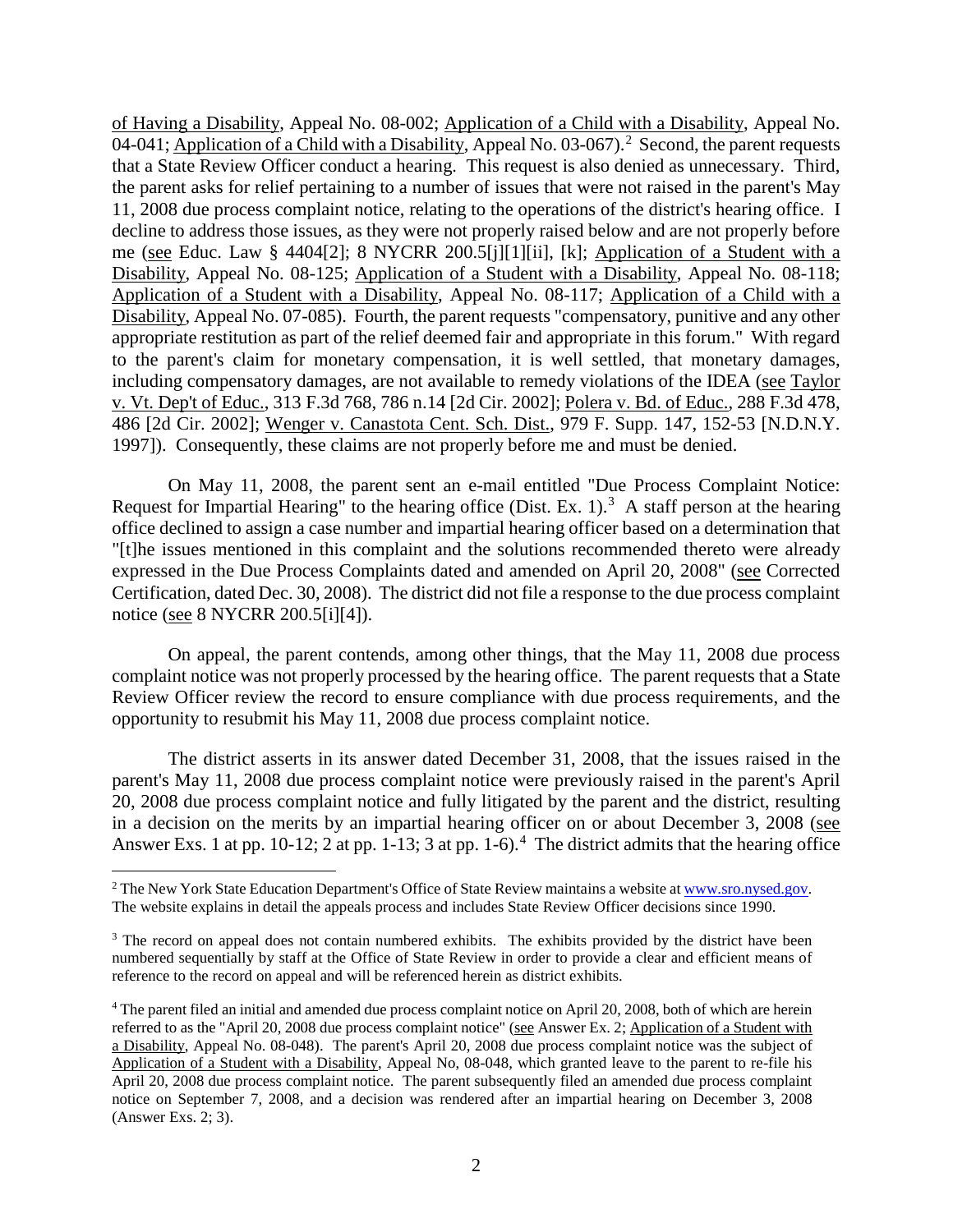of Having a Disability, Appeal No. 08-002; Application of a Child with a Disability, Appeal No. 04-041; Application of a Child with a Disability, Appeal No. 03-067).[2] Second, the parent requests that a State Review Officer conduct a hearing. This request is also denied as unnecessary. Third, the parent asks for relief pertaining to a number of issues that were not raised in the parent's May 11, 2008 due process complaint notice, relating to the operations of the district's hearing office. I decline to address those issues, as they were not properly raised below and are not properly before me (see Educ. Law § 4404[2]; 8 NYCRR 200.5[j][1][ii], [k]; Application of a Student with a Disability, Appeal No. 08-125; Application of a Student with a Disability, Appeal No. 08-118; Application of a Student with a Disability, Appeal No. 08-117; Application of a Child with a Disability, Appeal No. 07-085). Fourth, the parent requests "compensatory, punitive and any other appropriate restitution as part of the relief deemed fair and appropriate in this forum." With regard to the parent's claim for monetary compensation, it is well settled, that monetary damages, including compensatory damages, are not available to remedy violations of the IDEA (see Taylor v. Vt. Dep't of Educ., 313 F.3d 768, 786 n.14 [2d Cir. 2002]; Polera v. Bd. of Educ., 288 F.3d 478, 486 [2d Cir. 2002]; Wenger v. Canastota Cent. Sch. Dist., 979 F. Supp. 147, 152-53 [N.D.N.Y. 1997]). Consequently, these claims are not properly before me and must be denied.

On May 11, 2008, the parent sent an e-mail entitled "Due Process Complaint Notice: Request for Impartial Hearing" to the hearing office (Dist. Ex. 1).[3] A staff person at the hearing office declined to assign a case number and impartial hearing officer based on a determination that "[t]he issues mentioned in this complaint and the solutions recommended thereto were already expressed in the Due Process Complaints dated and amended on April 20, 2008" (see Corrected Certification, dated Dec. 30, 2008). The district did not file a response to the due process complaint notice (see 8 NYCRR 200.5[i][4]).

On appeal, the parent contends, among other things, that the May 11, 2008 due process complaint notice was not properly processed by the hearing office. The parent requests that a State Review Officer review the record to ensure compliance with due process requirements, and the opportunity to resubmit his May 11, 2008 due process complaint notice.

The district asserts in its answer dated December 31, 2008, that the issues raised in the parent's May 11, 2008 due process complaint notice were previously raised in the parent's April 20, 2008 due process complaint notice and fully litigated by the parent and the district, resulting in a decision on the merits by an impartial hearing officer on or about December 3, 2008 (see Answer Exs. 1 at pp. 10-12; 2 at pp. 1-13; 3 at pp. 1-6).[4] The district admits that the hearing office

---

[2] The New York State Education Department's Office of State Review maintains a website at www.sro.nysed.gov. The website explains in detail the appeals process and includes State Review Officer decisions since 1990.

[3] The record on appeal does not contain numbered exhibits. The exhibits provided by the district have been numbered sequentially by staff at the Office of State Review in order to provide a clear and efficient means of reference to the record on appeal and will be referenced herein as district exhibits.

[4] The parent filed an initial and amended due process complaint notice on April 20, 2008, both of which are herein referred to as the "April 20, 2008 due process complaint notice" (see Answer Ex. 2; Application of a Student with a Disability, Appeal No. 08-048). The parent's April 20, 2008 due process complaint notice was the subject of Application of a Student with a Disability, Appeal No, 08-048, which granted leave to the parent to re-file his April 20, 2008 due process complaint notice. The parent subsequently filed an amended due process complaint notice on September 7, 2008, and a decision was rendered after an impartial hearing on December 3, 2008 (Answer Exs. 2; 3).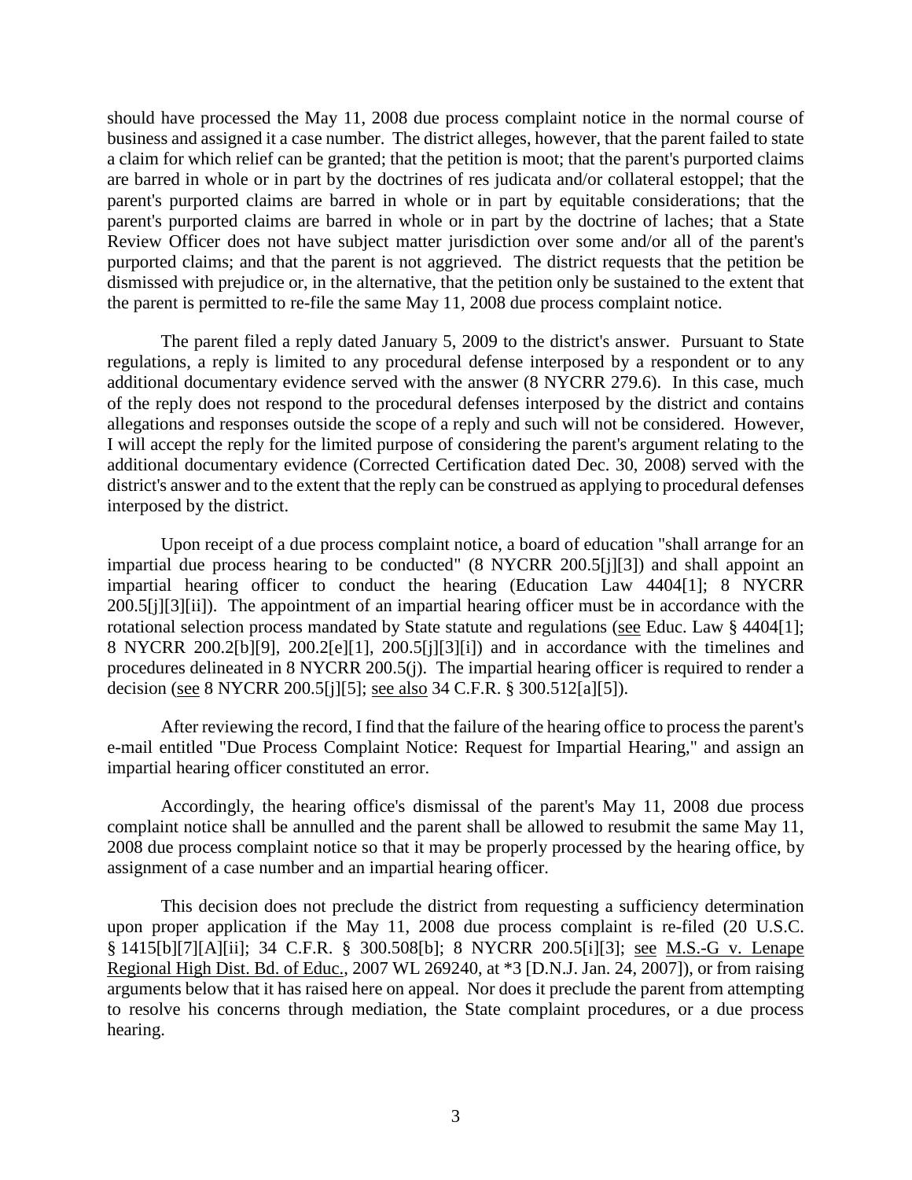should have processed the May 11, 2008 due process complaint notice in the normal course of business and assigned it a case number. The district alleges, however, that the parent failed to state a claim for which relief can be granted; that the petition is moot; that the parent's purported claims are barred in whole or in part by the doctrines of res judicata and/or collateral estoppel; that the parent's purported claims are barred in whole or in part by equitable considerations; that the parent's purported claims are barred in whole or in part by the doctrine of laches; that a State Review Officer does not have subject matter jurisdiction over some and/or all of the parent's purported claims; and that the parent is not aggrieved. The district requests that the petition be dismissed with prejudice or, in the alternative, that the petition only be sustained to the extent that the parent is permitted to re-file the same May 11, 2008 due process complaint notice.

The parent filed a reply dated January 5, 2009 to the district's answer. Pursuant to State regulations, a reply is limited to any procedural defense interposed by a respondent or to any additional documentary evidence served with the answer (8 NYCRR 279.6). In this case, much of the reply does not respond to the procedural defenses interposed by the district and contains allegations and responses outside the scope of a reply and such will not be considered. However, I will accept the reply for the limited purpose of considering the parent's argument relating to the additional documentary evidence (Corrected Certification dated Dec. 30, 2008) served with the district's answer and to the extent that the reply can be construed as applying to procedural defenses interposed by the district.

Upon receipt of a due process complaint notice, a board of education "shall arrange for an impartial due process hearing to be conducted" (8 NYCRR 200.5[j][3]) and shall appoint an impartial hearing officer to conduct the hearing (Education Law 4404[1]; 8 NYCRR 200.5[j][3][ii]). The appointment of an impartial hearing officer must be in accordance with the rotational selection process mandated by State statute and regulations (see Educ. Law § 4404[1]; 8 NYCRR 200.2[b][9], 200.2[e][1], 200.5[j][3][i]) and in accordance with the timelines and procedures delineated in 8 NYCRR 200.5(j). The impartial hearing officer is required to render a decision (see 8 NYCRR 200.5[j][5]; see also 34 C.F.R. § 300.512[a][5]).

After reviewing the record, I find that the failure of the hearing office to process the parent's e-mail entitled "Due Process Complaint Notice: Request for Impartial Hearing," and assign an impartial hearing officer constituted an error.

Accordingly, the hearing office's dismissal of the parent's May 11, 2008 due process complaint notice shall be annulled and the parent shall be allowed to resubmit the same May 11, 2008 due process complaint notice so that it may be properly processed by the hearing office, by assignment of a case number and an impartial hearing officer.

This decision does not preclude the district from requesting a sufficiency determination upon proper application if the May 11, 2008 due process complaint is re-filed (20 U.S.C. § 1415[b][7][A][ii]; 34 C.F.R. § 300.508[b]; 8 NYCRR 200.5[i][3]; see M.S.-G v. Lenape Regional High Dist. Bd. of Educ., 2007 WL 269240, at *3 [D.N.J. Jan. 24, 2007]), or from raising arguments below that it has raised here on appeal. Nor does it preclude the parent from attempting to resolve his concerns through mediation, the State complaint procedures, or a due process hearing.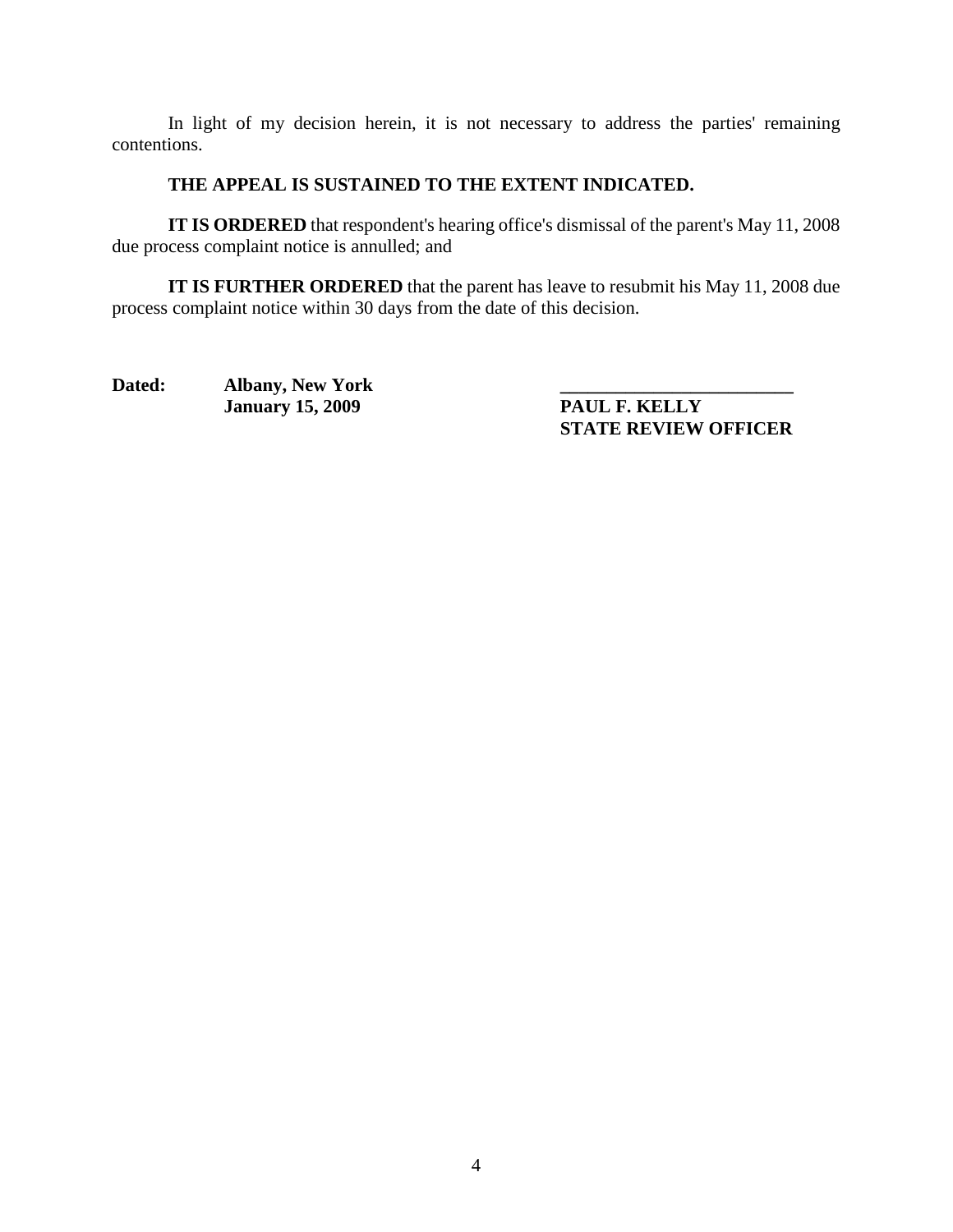In light of my decision herein, it is not necessary to address the parties' remaining contentions.

**THE APPEAL IS SUSTAINED TO THE EXTENT INDICATED.**

**IT IS ORDERED** that respondent's hearing office's dismissal of the parent's May 11, 2008 due process complaint notice is annulled; and

**IT IS FURTHER ORDERED** that the parent has leave to resubmit his May 11, 2008 due process complaint notice within 30 days from the date of this decision.

**Dated:** **Albany, New York**
**January 15, 2009**

_________________________
**PAUL F. KELLY**
**STATE REVIEW OFFICER**